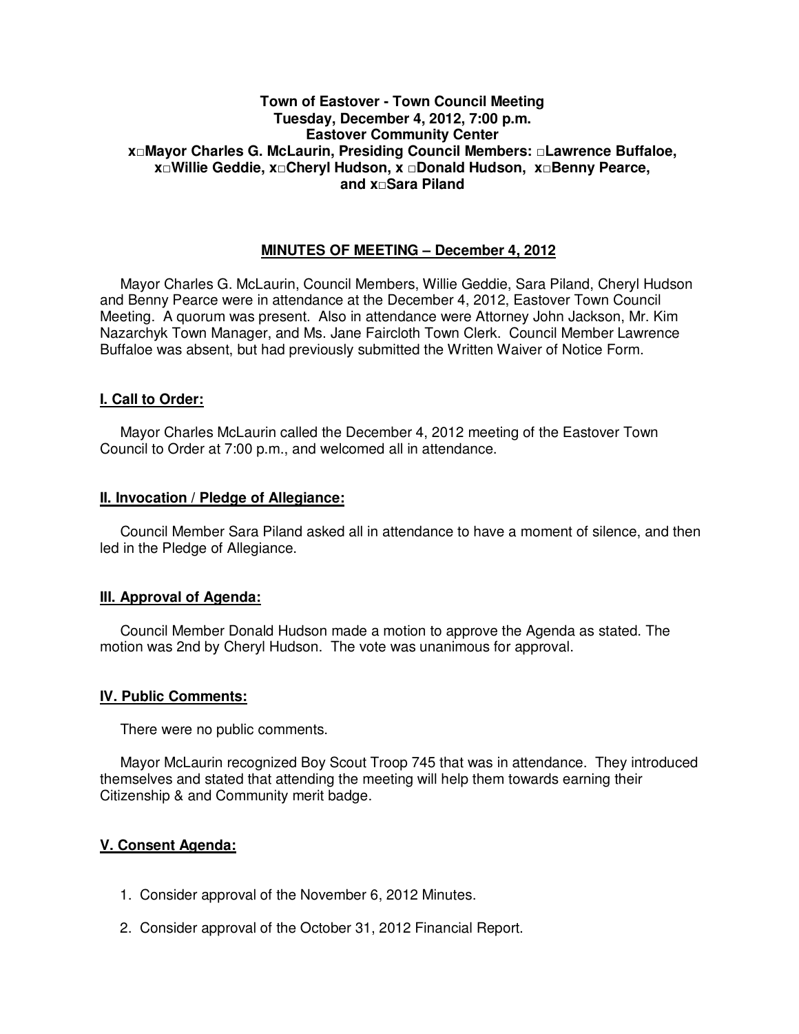**Town of Eastover - Town Council Meeting**
**Tuesday, December 4, 2012, 7:00 p.m.**
**Eastover Community Center**
**x□Mayor Charles G. McLaurin, Presiding Council Members: □Lawrence Buffaloe, x□Willie Geddie, x□Cheryl Hudson, x □Donald Hudson, x□Benny Pearce, and x□Sara Piland**

## MINUTES OF MEETING – December 4, 2012

Mayor Charles G. McLaurin, Council Members, Willie Geddie, Sara Piland, Cheryl Hudson and Benny Pearce were in attendance at the December 4, 2012, Eastover Town Council Meeting. A quorum was present. Also in attendance were Attorney John Jackson, Mr. Kim Nazarchyk Town Manager, and Ms. Jane Faircloth Town Clerk. Council Member Lawrence Buffaloe was absent, but had previously submitted the Written Waiver of Notice Form.

### I. Call to Order:

Mayor Charles McLaurin called the December 4, 2012 meeting of the Eastover Town Council to Order at 7:00 p.m., and welcomed all in attendance.

### II. Invocation / Pledge of Allegiance:

Council Member Sara Piland asked all in attendance to have a moment of silence, and then led in the Pledge of Allegiance.

### III. Approval of Agenda:

Council Member Donald Hudson made a motion to approve the Agenda as stated. The motion was 2nd by Cheryl Hudson. The vote was unanimous for approval.

### IV. Public Comments:

There were no public comments.

Mayor McLaurin recognized Boy Scout Troop 745 that was in attendance. They introduced themselves and stated that attending the meeting will help them towards earning their Citizenship & and Community merit badge.

### V. Consent Agenda:

1. Consider approval of the November 6, 2012 Minutes.
2. Consider approval of the October 31, 2012 Financial Report.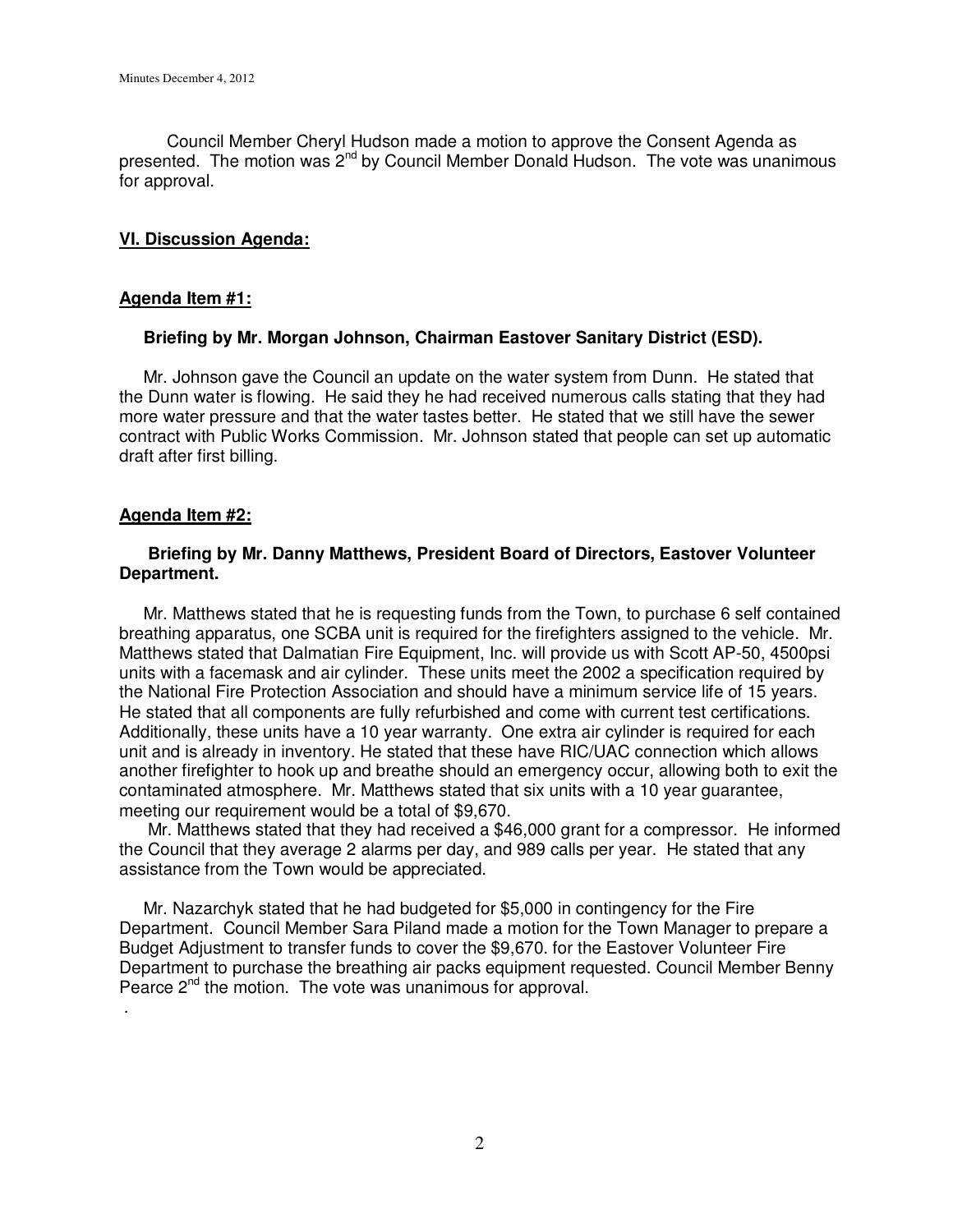Council Member Cheryl Hudson made a motion to approve the Consent Agenda as presented. The motion was 2nd by Council Member Donald Hudson. The vote was unanimous for approval.

## VI. Discussion Agenda:

### Agenda Item #1:

**Briefing by Mr. Morgan Johnson, Chairman Eastover Sanitary District (ESD).**

Mr. Johnson gave the Council an update on the water system from Dunn. He stated that the Dunn water is flowing. He said they he had received numerous calls stating that they had more water pressure and that the water tastes better. He stated that we still have the sewer contract with Public Works Commission. Mr. Johnson stated that people can set up automatic draft after first billing.

### Agenda Item #2:

**Briefing by Mr. Danny Matthews, President Board of Directors, Eastover Volunteer Department.**

Mr. Matthews stated that he is requesting funds from the Town, to purchase 6 self contained breathing apparatus, one SCBA unit is required for the firefighters assigned to the vehicle. Mr. Matthews stated that Dalmatian Fire Equipment, Inc. will provide us with Scott AP-50, 4500psi units with a facemask and air cylinder. These units meet the 2002 a specification required by the National Fire Protection Association and should have a minimum service life of 15 years. He stated that all components are fully refurbished and come with current test certifications. Additionally, these units have a 10 year warranty. One extra air cylinder is required for each unit and is already in inventory. He stated that these have RIC/UAC connection which allows another firefighter to hook up and breathe should an emergency occur, allowing both to exit the contaminated atmosphere. Mr. Matthews stated that six units with a 10 year guarantee, meeting our requirement would be a total of $9,670.

Mr. Matthews stated that they had received a $46,000 grant for a compressor. He informed the Council that they average 2 alarms per day, and 989 calls per year. He stated that any assistance from the Town would be appreciated.

Mr. Nazarchyk stated that he had budgeted for $5,000 in contingency for the Fire Department. Council Member Sara Piland made a motion for the Town Manager to prepare a Budget Adjustment to transfer funds to cover the $9,670. for the Eastover Volunteer Fire Department to purchase the breathing air packs equipment requested. Council Member Benny Pearce 2nd the motion. The vote was unanimous for approval.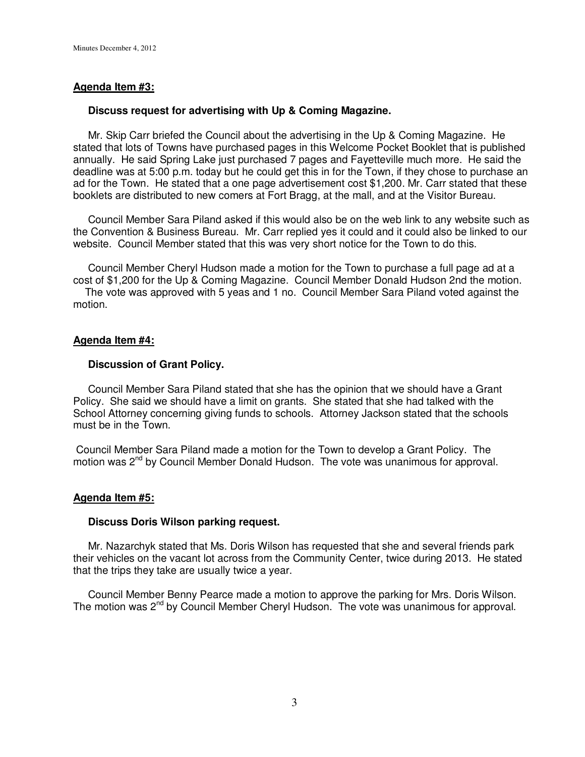## Agenda Item #3:

**Discuss request for advertising with Up & Coming Magazine.**

Mr. Skip Carr briefed the Council about the advertising in the Up & Coming Magazine. He stated that lots of Towns have purchased pages in this Welcome Pocket Booklet that is published annually. He said Spring Lake just purchased 7 pages and Fayetteville much more. He said the deadline was at 5:00 p.m. today but he could get this in for the Town, if they chose to purchase an ad for the Town. He stated that a one page advertisement cost $1,200. Mr. Carr stated that these booklets are distributed to new comers at Fort Bragg, at the mall, and at the Visitor Bureau.

Council Member Sara Piland asked if this would also be on the web link to any website such as the Convention & Business Bureau. Mr. Carr replied yes it could and it could also be linked to our website. Council Member stated that this was very short notice for the Town to do this.

Council Member Cheryl Hudson made a motion for the Town to purchase a full page ad at a cost of $1,200 for the Up & Coming Magazine. Council Member Donald Hudson 2nd the motion. The vote was approved with 5 yeas and 1 no. Council Member Sara Piland voted against the motion.

## Agenda Item #4:

**Discussion of Grant Policy.**

Council Member Sara Piland stated that she has the opinion that we should have a Grant Policy. She said we should have a limit on grants. She stated that she had talked with the School Attorney concerning giving funds to schools. Attorney Jackson stated that the schools must be in the Town.

Council Member Sara Piland made a motion for the Town to develop a Grant Policy. The motion was 2nd by Council Member Donald Hudson. The vote was unanimous for approval.

## Agenda Item #5:

**Discuss Doris Wilson parking request.**

Mr. Nazarchyk stated that Ms. Doris Wilson has requested that she and several friends park their vehicles on the vacant lot across from the Community Center, twice during 2013. He stated that the trips they take are usually twice a year.

Council Member Benny Pearce made a motion to approve the parking for Mrs. Doris Wilson. The motion was 2nd by Council Member Cheryl Hudson. The vote was unanimous for approval.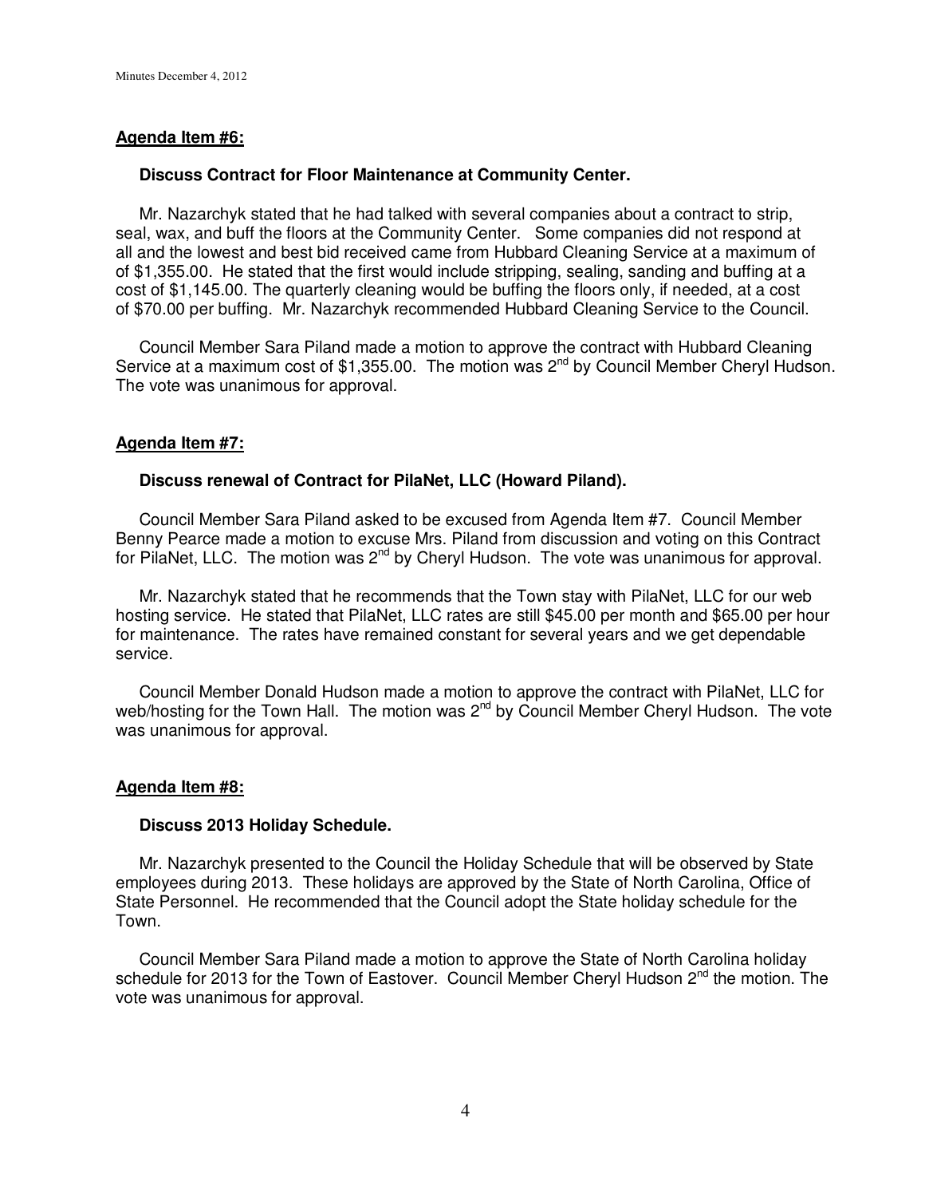**Agenda Item #6:**

**Discuss Contract for Floor Maintenance at Community Center.**

Mr. Nazarchyk stated that he had talked with several companies about a contract to strip, seal, wax, and buff the floors at the Community Center. Some companies did not respond at all and the lowest and best bid received came from Hubbard Cleaning Service at a maximum of of $1,355.00. He stated that the first would include stripping, sealing, sanding and buffing at a cost of $1,145.00. The quarterly cleaning would be buffing the floors only, if needed, at a cost of $70.00 per buffing. Mr. Nazarchyk recommended Hubbard Cleaning Service to the Council.

Council Member Sara Piland made a motion to approve the contract with Hubbard Cleaning Service at a maximum cost of $1,355.00. The motion was 2nd by Council Member Cheryl Hudson. The vote was unanimous for approval.

**Agenda Item #7:**

**Discuss renewal of Contract for PilaNet, LLC (Howard Piland).**

Council Member Sara Piland asked to be excused from Agenda Item #7. Council Member Benny Pearce made a motion to excuse Mrs. Piland from discussion and voting on this Contract for PilaNet, LLC. The motion was 2nd by Cheryl Hudson. The vote was unanimous for approval.

Mr. Nazarchyk stated that he recommends that the Town stay with PilaNet, LLC for our web hosting service. He stated that PilaNet, LLC rates are still $45.00 per month and $65.00 per hour for maintenance. The rates have remained constant for several years and we get dependable service.

Council Member Donald Hudson made a motion to approve the contract with PilaNet, LLC for web/hosting for the Town Hall. The motion was 2nd by Council Member Cheryl Hudson. The vote was unanimous for approval.

**Agenda Item #8:**

**Discuss 2013 Holiday Schedule.**

Mr. Nazarchyk presented to the Council the Holiday Schedule that will be observed by State employees during 2013. These holidays are approved by the State of North Carolina, Office of State Personnel. He recommended that the Council adopt the State holiday schedule for the Town.

Council Member Sara Piland made a motion to approve the State of North Carolina holiday schedule for 2013 for the Town of Eastover. Council Member Cheryl Hudson 2nd the motion. The vote was unanimous for approval.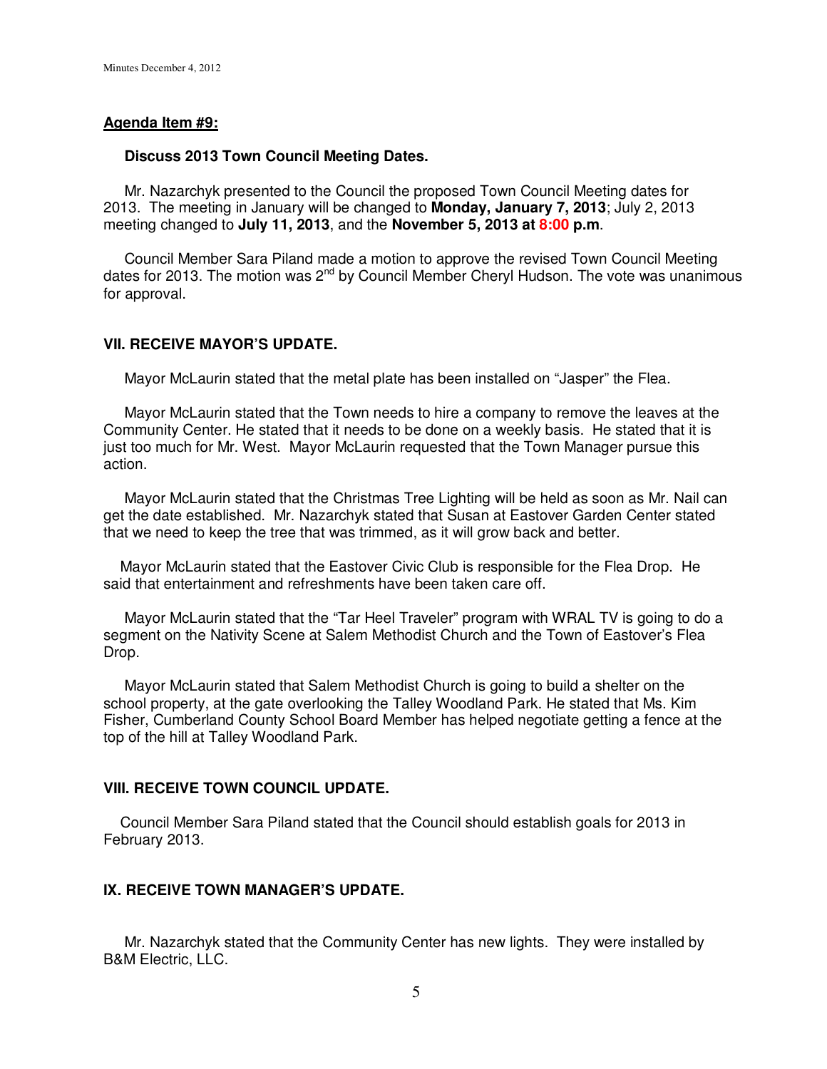**Agenda Item #9:**

**Discuss 2013 Town Council Meeting Dates.**

Mr. Nazarchyk presented to the Council the proposed Town Council Meeting dates for 2013. The meeting in January will be changed to **Monday, January 7, 2013**; July 2, 2013 meeting changed to **July 11, 2013**, and the **November 5, 2013 at 8:00 p.m**.

Council Member Sara Piland made a motion to approve the revised Town Council Meeting dates for 2013. The motion was 2nd by Council Member Cheryl Hudson. The vote was unanimous for approval.

## VII. RECEIVE MAYOR'S UPDATE.

Mayor McLaurin stated that the metal plate has been installed on "Jasper" the Flea.

Mayor McLaurin stated that the Town needs to hire a company to remove the leaves at the Community Center. He stated that it needs to be done on a weekly basis. He stated that it is just too much for Mr. West. Mayor McLaurin requested that the Town Manager pursue this action.

Mayor McLaurin stated that the Christmas Tree Lighting will be held as soon as Mr. Nail can get the date established. Mr. Nazarchyk stated that Susan at Eastover Garden Center stated that we need to keep the tree that was trimmed, as it will grow back and better.

Mayor McLaurin stated that the Eastover Civic Club is responsible for the Flea Drop. He said that entertainment and refreshments have been taken care off.

Mayor McLaurin stated that the "Tar Heel Traveler" program with WRAL TV is going to do a segment on the Nativity Scene at Salem Methodist Church and the Town of Eastover's Flea Drop.

Mayor McLaurin stated that Salem Methodist Church is going to build a shelter on the school property, at the gate overlooking the Talley Woodland Park. He stated that Ms. Kim Fisher, Cumberland County School Board Member has helped negotiate getting a fence at the top of the hill at Talley Woodland Park.

## VIII. RECEIVE TOWN COUNCIL UPDATE.

Council Member Sara Piland stated that the Council should establish goals for 2013 in February 2013.

## IX. RECEIVE TOWN MANAGER'S UPDATE.

Mr. Nazarchyk stated that the Community Center has new lights. They were installed by B&M Electric, LLC.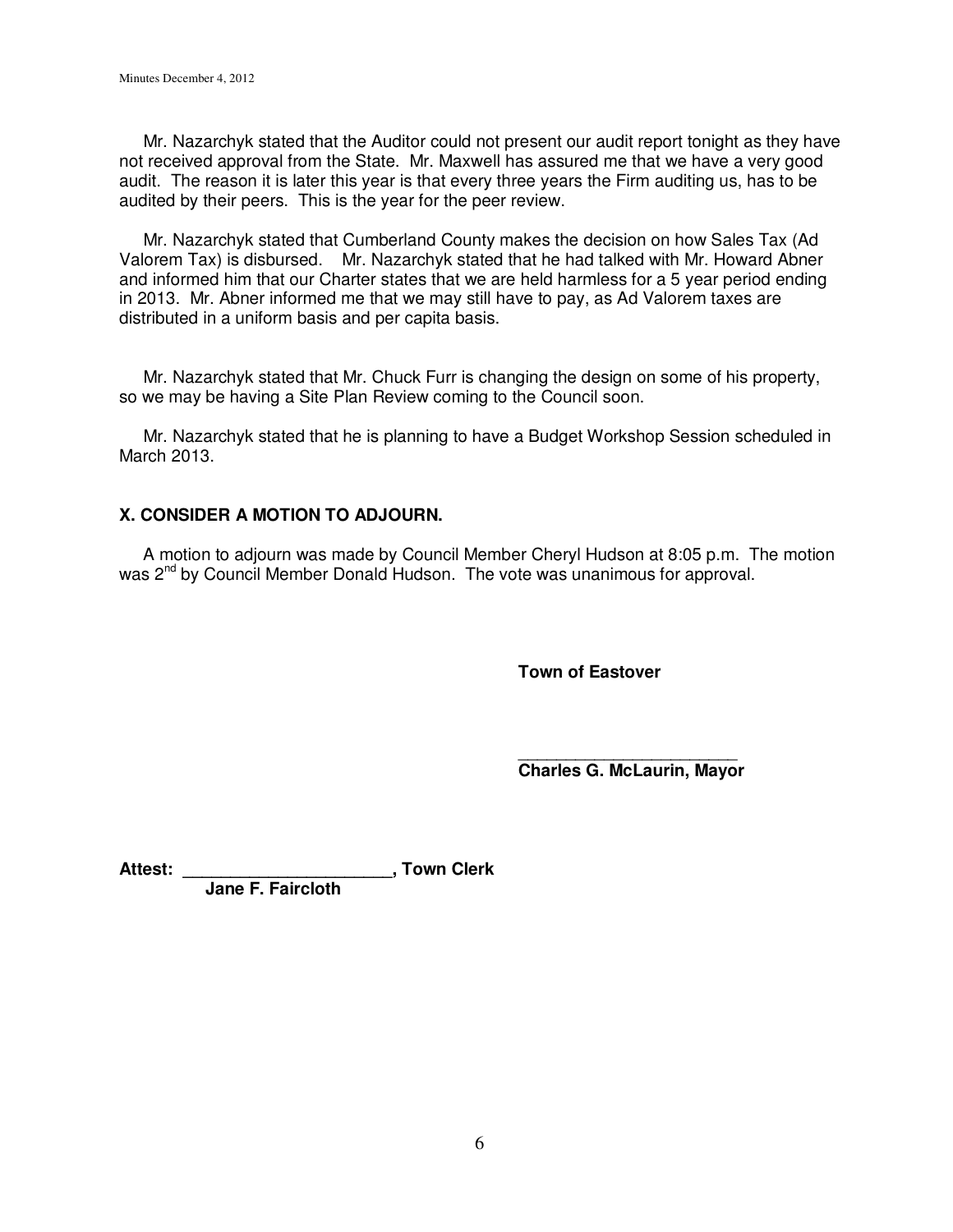Mr. Nazarchyk stated that the Auditor could not present our audit report tonight as they have not received approval from the State. Mr. Maxwell has assured me that we have a very good audit. The reason it is later this year is that every three years the Firm auditing us, has to be audited by their peers. This is the year for the peer review.

Mr. Nazarchyk stated that Cumberland County makes the decision on how Sales Tax (Ad Valorem Tax) is disbursed. Mr. Nazarchyk stated that he had talked with Mr. Howard Abner and informed him that our Charter states that we are held harmless for a 5 year period ending in 2013. Mr. Abner informed me that we may still have to pay, as Ad Valorem taxes are distributed in a uniform basis and per capita basis.

Mr. Nazarchyk stated that Mr. Chuck Furr is changing the design on some of his property, so we may be having a Site Plan Review coming to the Council soon.

Mr. Nazarchyk stated that he is planning to have a Budget Workshop Session scheduled in March 2013.

**X. CONSIDER A MOTION TO ADJOURN.**

A motion to adjourn was made by Council Member Cheryl Hudson at 8:05 p.m. The motion was 2nd by Council Member Donald Hudson. The vote was unanimous for approval.

**Town of Eastover**

________________________

**Charles G. McLaurin, Mayor**

**Attest: ______________________, Town Clerk**
**Jane F. Faircloth**